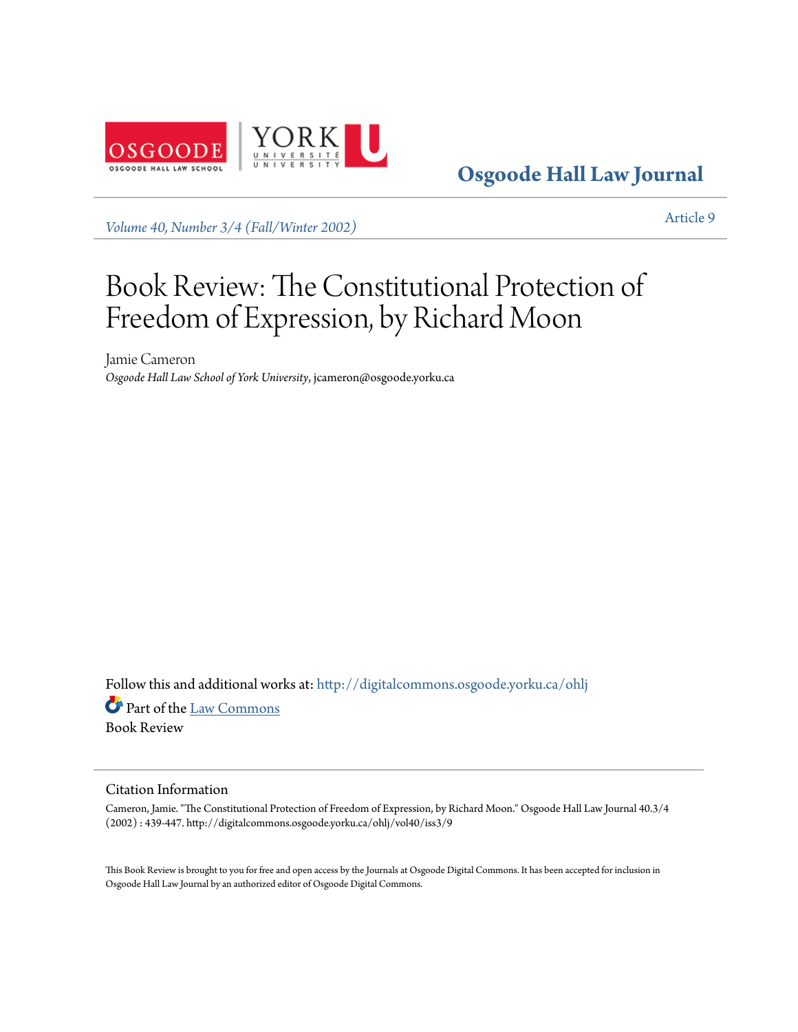Osgoode Hall Law Journal

*Volume 40, Number 3/4 (Fall/Winter 2002)*

Article 9

# Book Review: The Constitutional Protection of Freedom of Expression, by Richard Moon

Jamie Cameron
*Osgoode Hall Law School of York University*, jcameron@osgoode.yorku.ca

Follow this and additional works at: http://digitalcommons.osgoode.yorku.ca/ohlj

Part of the Law Commons

Book Review

## Citation Information

Cameron, Jamie. "The Constitutional Protection of Freedom of Expression, by Richard Moon." Osgoode Hall Law Journal 40.3/4 (2002) : 439-447. http://digitalcommons.osgoode.yorku.ca/ohlj/vol40/iss3/9

This Book Review is brought to you for free and open access by the Journals at Osgoode Digital Commons. It has been accepted for inclusion in Osgoode Hall Law Journal by an authorized editor of Osgoode Digital Commons.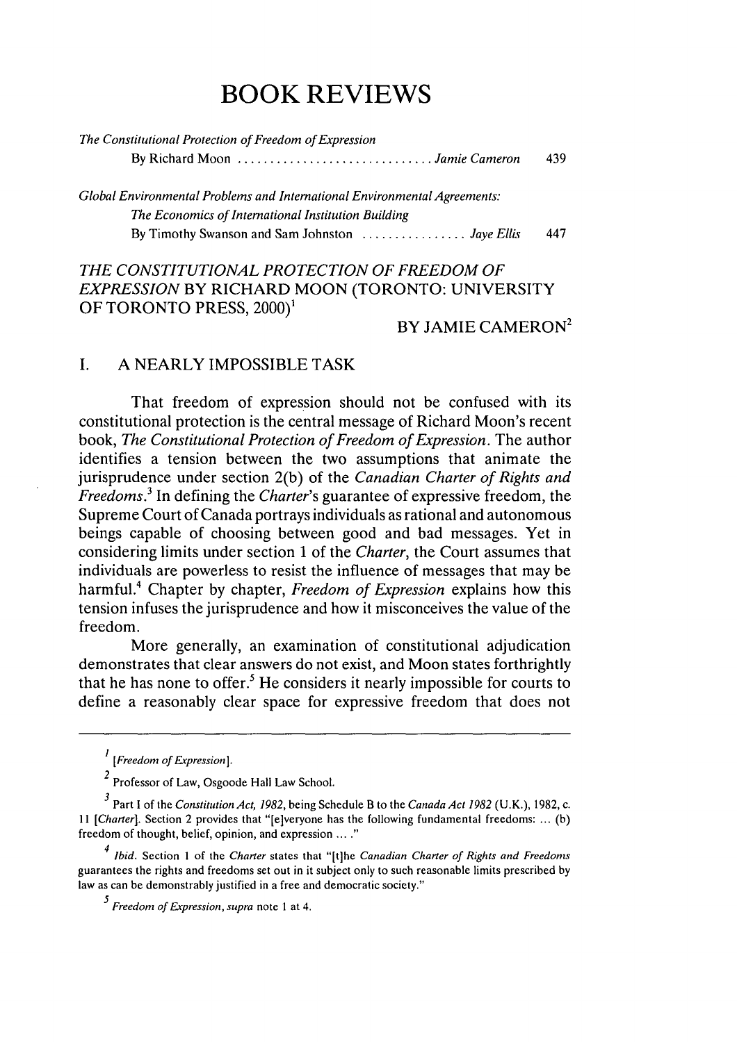# BOOK REVIEWS

*The Constitutional Protection of Freedom of Expression*
By Richard Moon .............................. *Jamie Cameron* 439

*Global Environmental Problems and International Environmental Agreements: The Economics of International Institution Building*
By Timothy Swanson and Sam Johnston ................ *Jaye Ellis* 447

## *THE CONSTITUTIONAL PROTECTION OF FREEDOM OF EXPRESSION* BY RICHARD MOON (TORONTO: UNIVERSITY OF TORONTO PRESS, 2000)[1]

BY JAMIE CAMERON[2]

### I. A NEARLY IMPOSSIBLE TASK

That freedom of expression should not be confused with its constitutional protection is the central message of Richard Moon's recent book, *The Constitutional Protection of Freedom of Expression*. The author identifies a tension between the two assumptions that animate the jurisprudence under section 2(b) of the *Canadian Charter of Rights and Freedoms*.[3] In defining the *Charter*'s guarantee of expressive freedom, the Supreme Court of Canada portrays individuals as rational and autonomous beings capable of choosing between good and bad messages. Yet in considering limits under section 1 of the *Charter*, the Court assumes that individuals are powerless to resist the influence of messages that may be harmful.[4] Chapter by chapter, *Freedom of Expression* explains how this tension infuses the jurisprudence and how it misconceives the value of the freedom.

More generally, an examination of constitutional adjudication demonstrates that clear answers do not exist, and Moon states forthrightly that he has none to offer.[5] He considers it nearly impossible for courts to define a reasonably clear space for expressive freedom that does not

---

[1] [*Freedom of Expression*].

[2] Professor of Law, Osgoode Hall Law School.

[3] Part I of the *Constitution Act, 1982*, being Schedule B to the *Canada Act 1982* (U.K.), 1982, c. 11 [*Charter*]. Section 2 provides that "[e]veryone has the following fundamental freedoms: ... (b) freedom of thought, belief, opinion, and expression ... ."

[4] *Ibid*. Section 1 of the *Charter* states that "[t]he *Canadian Charter of Rights and Freedoms* guarantees the rights and freedoms set out in it subject only to such reasonable limits prescribed by law as can be demonstrably justified in a free and democratic society."

[5] *Freedom of Expression*, *supra* note 1 at 4.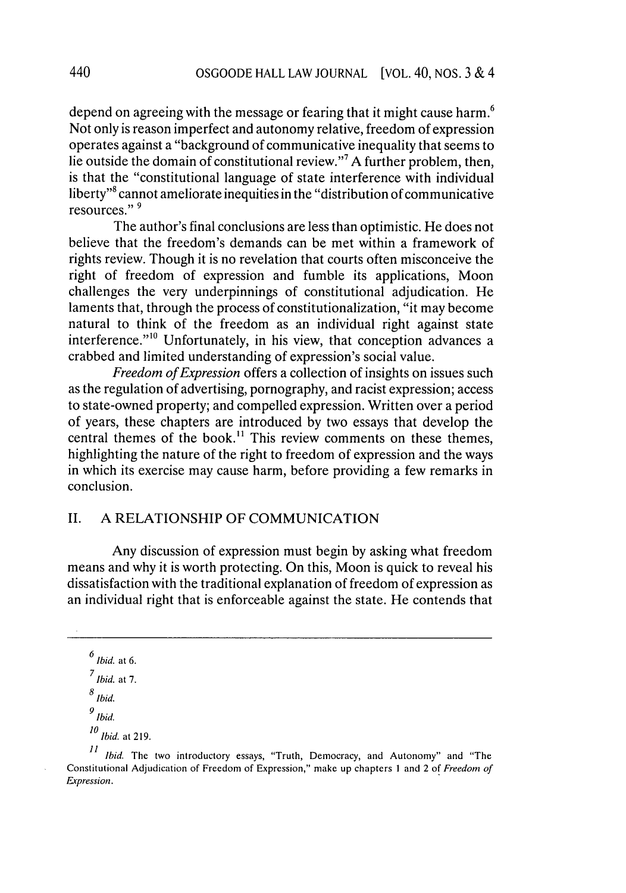depend on agreeing with the message or fearing that it might cause harm.[6] Not only is reason imperfect and autonomy relative, freedom of expression operates against a "background of communicative inequality that seems to lie outside the domain of constitutional review."[7] A further problem, then, is that the "constitutional language of state interference with individual liberty"[8] cannot ameliorate inequities in the "distribution of communicative resources."[9]

The author's final conclusions are less than optimistic. He does not believe that the freedom's demands can be met within a framework of rights review. Though it is no revelation that courts often misconceive the right of freedom of expression and fumble its applications, Moon challenges the very underpinnings of constitutional adjudication. He laments that, through the process of constitutionalization, "it may become natural to think of the freedom as an individual right against state interference."[10] Unfortunately, in his view, that conception advances a crabbed and limited understanding of expression's social value.

*Freedom of Expression* offers a collection of insights on issues such as the regulation of advertising, pornography, and racist expression; access to state-owned property; and compelled expression. Written over a period of years, these chapters are introduced by two essays that develop the central themes of the book.[11] This review comments on these themes, highlighting the nature of the right to freedom of expression and the ways in which its exercise may cause harm, before providing a few remarks in conclusion.

## II. A RELATIONSHIP OF COMMUNICATION

Any discussion of expression must begin by asking what freedom means and why it is worth protecting. On this, Moon is quick to reveal his dissatisfaction with the traditional explanation of freedom of expression as an individual right that is enforceable against the state. He contends that

---

[6] *Ibid.* at 6.

[7] *Ibid.* at 7.

[8] *Ibid.*

[9] *Ibid.*

[10] *Ibid.* at 219.

[11] *Ibid.* The two introductory essays, "Truth, Democracy, and Autonomy" and "The Constitutional Adjudication of Freedom of Expression," make up chapters 1 and 2 of *Freedom of Expression*.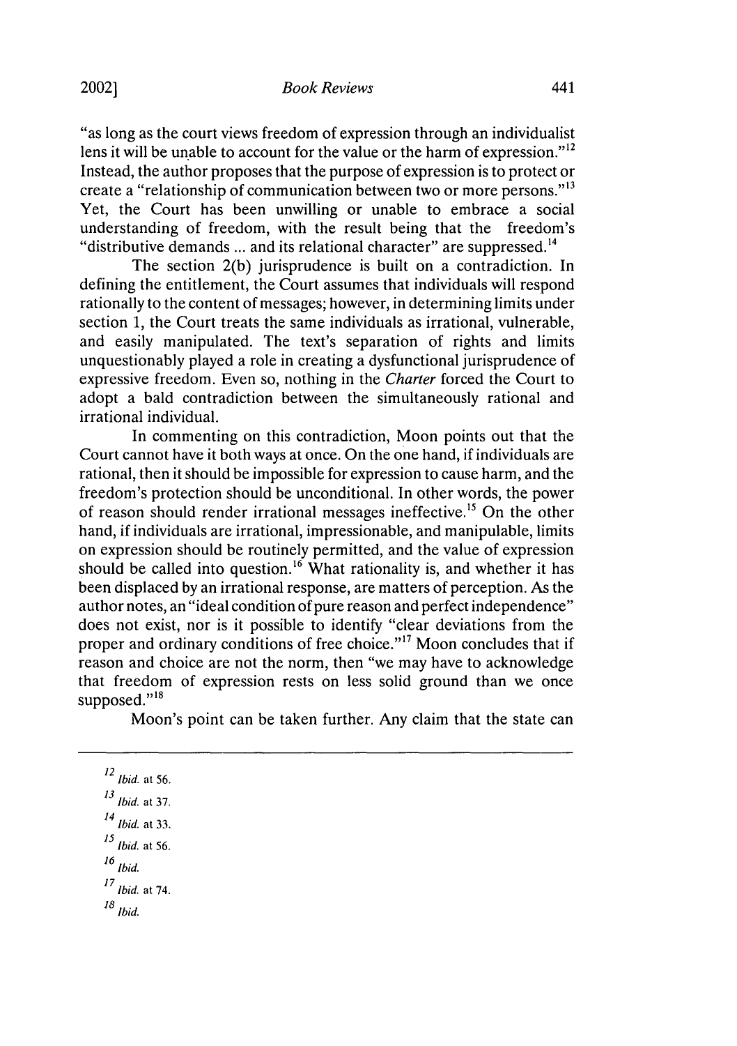"as long as the court views freedom of expression through an individualist lens it will be unable to account for the value or the harm of expression."[12] Instead, the author proposes that the purpose of expression is to protect or create a "relationship of communication between two or more persons."[13] Yet, the Court has been unwilling or unable to embrace a social understanding of freedom, with the result being that the freedom's "distributive demands ... and its relational character" are suppressed.[14]

The section 2(b) jurisprudence is built on a contradiction. In defining the entitlement, the Court assumes that individuals will respond rationally to the content of messages; however, in determining limits under section 1, the Court treats the same individuals as irrational, vulnerable, and easily manipulated. The text's separation of rights and limits unquestionably played a role in creating a dysfunctional jurisprudence of expressive freedom. Even so, nothing in the *Charter* forced the Court to adopt a bald contradiction between the simultaneously rational and irrational individual.

In commenting on this contradiction, Moon points out that the Court cannot have it both ways at once. On the one hand, if individuals are rational, then it should be impossible for expression to cause harm, and the freedom's protection should be unconditional. In other words, the power of reason should render irrational messages ineffective.[15] On the other hand, if individuals are irrational, impressionable, and manipulable, limits on expression should be routinely permitted, and the value of expression should be called into question.[16] What rationality is, and whether it has been displaced by an irrational response, are matters of perception. As the author notes, an "ideal condition of pure reason and perfect independence" does not exist, nor is it possible to identify "clear deviations from the proper and ordinary conditions of free choice."[17] Moon concludes that if reason and choice are not the norm, then "we may have to acknowledge that freedom of expression rests on less solid ground than we once supposed."[18]

Moon's point can be taken further. Any claim that the state can

---

[12] *Ibid.* at 56.

[13] *Ibid.* at 37.

[14] *Ibid.* at 33.

[15] *Ibid.* at 56.

[16] *Ibid.*

[17] *Ibid.* at 74.

[18] *Ibid.*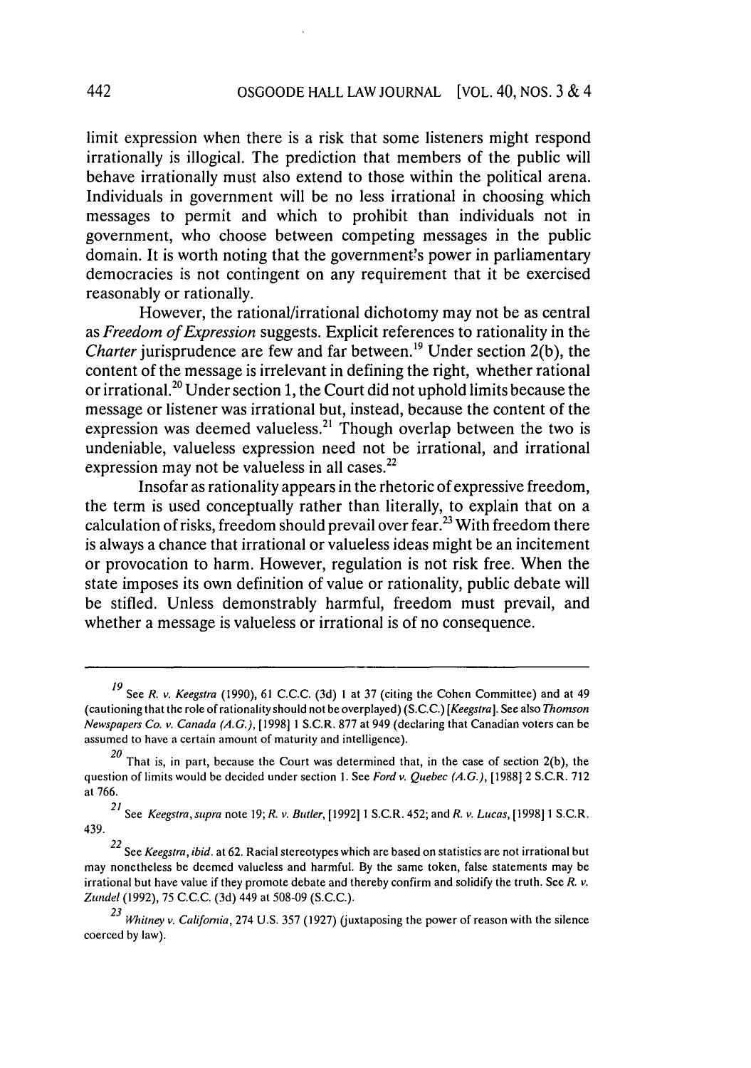limit expression when there is a risk that some listeners might respond irrationally is illogical. The prediction that members of the public will behave irrationally must also extend to those within the political arena. Individuals in government will be no less irrational in choosing which messages to permit and which to prohibit than individuals not in government, who choose between competing messages in the public domain. It is worth noting that the government's power in parliamentary democracies is not contingent on any requirement that it be exercised reasonably or rationally.

However, the rational/irrational dichotomy may not be as central as *Freedom of Expression* suggests. Explicit references to rationality in the *Charter* jurisprudence are few and far between.[19] Under section 2(b), the content of the message is irrelevant in defining the right, whether rational or irrational.[20] Under section 1, the Court did not uphold limits because the message or listener was irrational but, instead, because the content of the expression was deemed valueless.[21] Though overlap between the two is undeniable, valueless expression need not be irrational, and irrational expression may not be valueless in all cases.[22]

Insofar as rationality appears in the rhetoric of expressive freedom, the term is used conceptually rather than literally, to explain that on a calculation of risks, freedom should prevail over fear.[23] With freedom there is always a chance that irrational or valueless ideas might be an incitement or provocation to harm. However, regulation is not risk free. When the state imposes its own definition of value or rationality, public debate will be stifled. Unless demonstrably harmful, freedom must prevail, and whether a message is valueless or irrational is of no consequence.

---

[19] See *R. v. Keegstra* (1990), 61 C.C.C. (3d) 1 at 37 (citing the Cohen Committee) and at 49 (cautioning that the role of rationality should not be overplayed) (S.C.C.) [*Keegstra*]. See also *Thomson Newspapers Co. v. Canada (A.G.)*, [1998] 1 S.C.R. 877 at 949 (declaring that Canadian voters can be assumed to have a certain amount of maturity and intelligence).

[20] That is, in part, because the Court was determined that, in the case of section 2(b), the question of limits would be decided under section 1. See *Ford v. Quebec (A.G.)*, [1988] 2 S.C.R. 712 at 766.

[21] See *Keegstra*, *supra* note 19; *R. v. Butler*, [1992] 1 S.C.R. 452; and *R. v. Lucas*, [1998] 1 S.C.R. 439.

[22] See *Keegstra*, *ibid.* at 62. Racial stereotypes which are based on statistics are not irrational but may nonetheless be deemed valueless and harmful. By the same token, false statements may be irrational but have value if they promote debate and thereby confirm and solidify the truth. See *R. v. Zundel* (1992), 75 C.C.C. (3d) 449 at 508-09 (S.C.C.).

[23] *Whitney v. California*, 274 U.S. 357 (1927) (juxtaposing the power of reason with the silence coerced by law).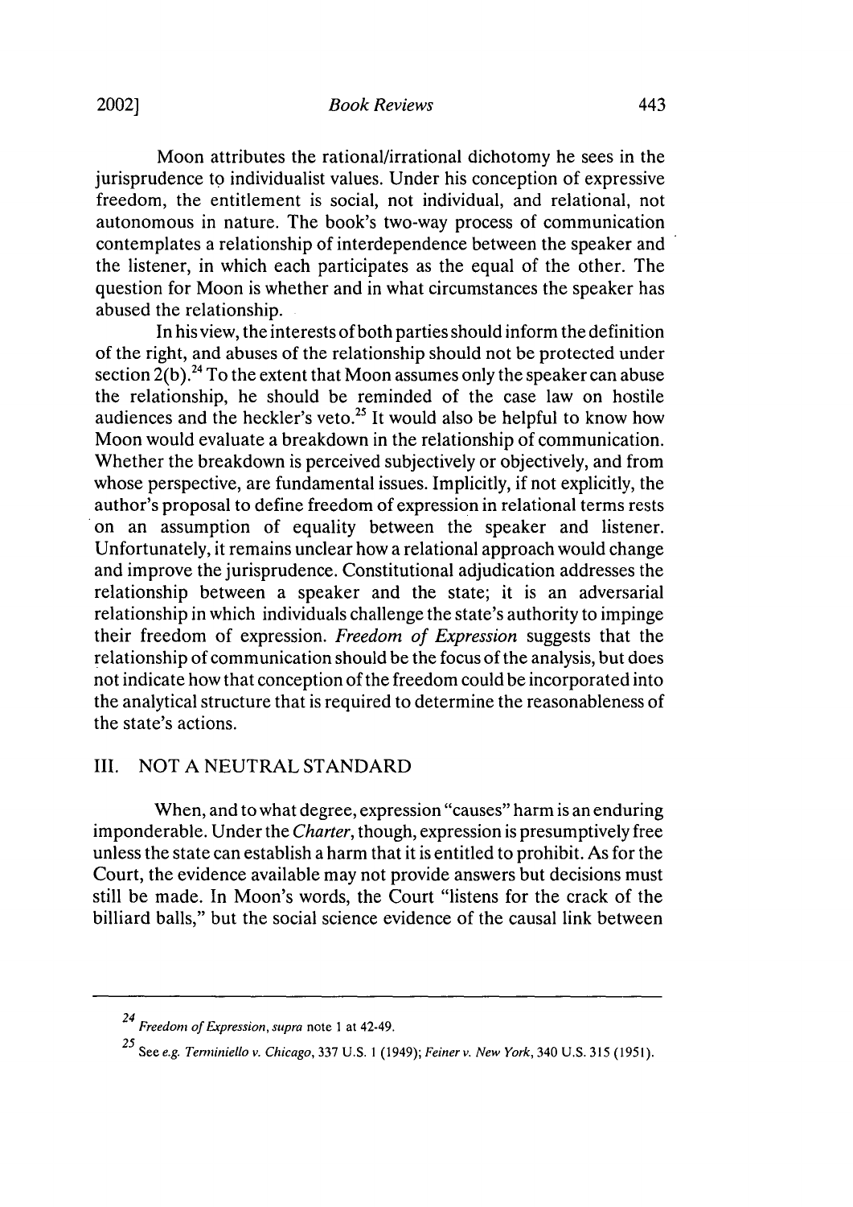Moon attributes the rational/irrational dichotomy he sees in the jurisprudence to individualist values. Under his conception of expressive freedom, the entitlement is social, not individual, and relational, not autonomous in nature. The book's two-way process of communication contemplates a relationship of interdependence between the speaker and the listener, in which each participates as the equal of the other. The question for Moon is whether and in what circumstances the speaker has abused the relationship.

In his view, the interests of both parties should inform the definition of the right, and abuses of the relationship should not be protected under section 2(b).[24] To the extent that Moon assumes only the speaker can abuse the relationship, he should be reminded of the case law on hostile audiences and the heckler's veto.[25] It would also be helpful to know how Moon would evaluate a breakdown in the relationship of communication. Whether the breakdown is perceived subjectively or objectively, and from whose perspective, are fundamental issues. Implicitly, if not explicitly, the author's proposal to define freedom of expression in relational terms rests on an assumption of equality between the speaker and listener. Unfortunately, it remains unclear how a relational approach would change and improve the jurisprudence. Constitutional adjudication addresses the relationship between a speaker and the state; it is an adversarial relationship in which individuals challenge the state's authority to impinge their freedom of expression. *Freedom of Expression* suggests that the relationship of communication should be the focus of the analysis, but does not indicate how that conception of the freedom could be incorporated into the analytical structure that is required to determine the reasonableness of the state's actions.

## III. NOT A NEUTRAL STANDARD

When, and to what degree, expression "causes" harm is an enduring imponderable. Under the *Charter*, though, expression is presumptively free unless the state can establish a harm that it is entitled to prohibit. As for the Court, the evidence available may not provide answers but decisions must still be made. In Moon's words, the Court "listens for the crack of the billiard balls," but the social science evidence of the causal link between

---

[24] *Freedom of Expression*, *supra* note 1 at 42-49.

[25] See *e.g. Terminiello v. Chicago*, 337 U.S. 1 (1949); *Feiner v. New York*, 340 U.S. 315 (1951).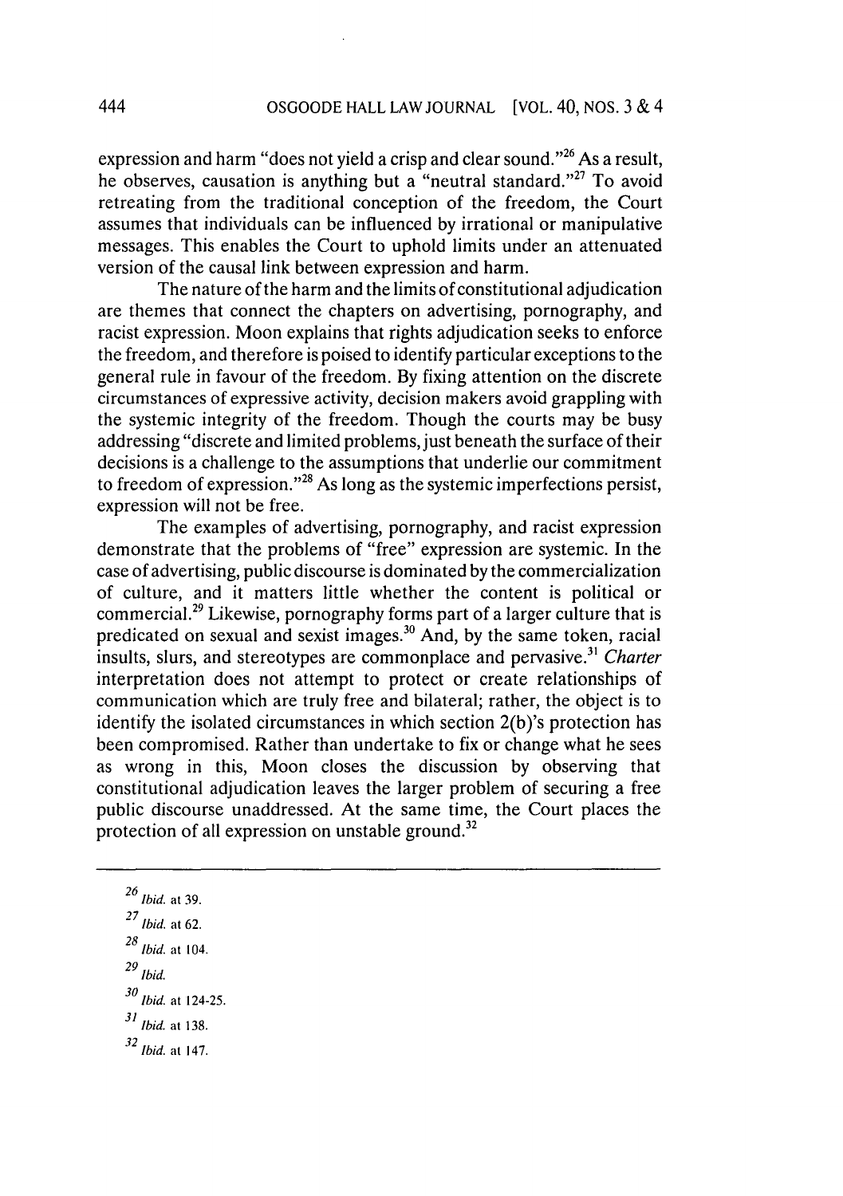expression and harm "does not yield a crisp and clear sound."[26] As a result, he observes, causation is anything but a "neutral standard."[27] To avoid retreating from the traditional conception of the freedom, the Court assumes that individuals can be influenced by irrational or manipulative messages. This enables the Court to uphold limits under an attenuated version of the causal link between expression and harm.

The nature of the harm and the limits of constitutional adjudication are themes that connect the chapters on advertising, pornography, and racist expression. Moon explains that rights adjudication seeks to enforce the freedom, and therefore is poised to identify particular exceptions to the general rule in favour of the freedom. By fixing attention on the discrete circumstances of expressive activity, decision makers avoid grappling with the systemic integrity of the freedom. Though the courts may be busy addressing "discrete and limited problems, just beneath the surface of their decisions is a challenge to the assumptions that underlie our commitment to freedom of expression."[28] As long as the systemic imperfections persist, expression will not be free.

The examples of advertising, pornography, and racist expression demonstrate that the problems of "free" expression are systemic. In the case of advertising, public discourse is dominated by the commercialization of culture, and it matters little whether the content is political or commercial.[29] Likewise, pornography forms part of a larger culture that is predicated on sexual and sexist images.[30] And, by the same token, racial insults, slurs, and stereotypes are commonplace and pervasive.[31] *Charter* interpretation does not attempt to protect or create relationships of communication which are truly free and bilateral; rather, the object is to identify the isolated circumstances in which section 2(b)'s protection has been compromised. Rather than undertake to fix or change what he sees as wrong in this, Moon closes the discussion by observing that constitutional adjudication leaves the larger problem of securing a free public discourse unaddressed. At the same time, the Court places the protection of all expression on unstable ground.[32]

---

[26] *Ibid.* at 39.

[27] *Ibid.* at 62.

[28] *Ibid.* at 104.

[29] *Ibid.*

[30] *Ibid.* at 124-25.

[31] *Ibid.* at 138.

[32] *Ibid.* at 147.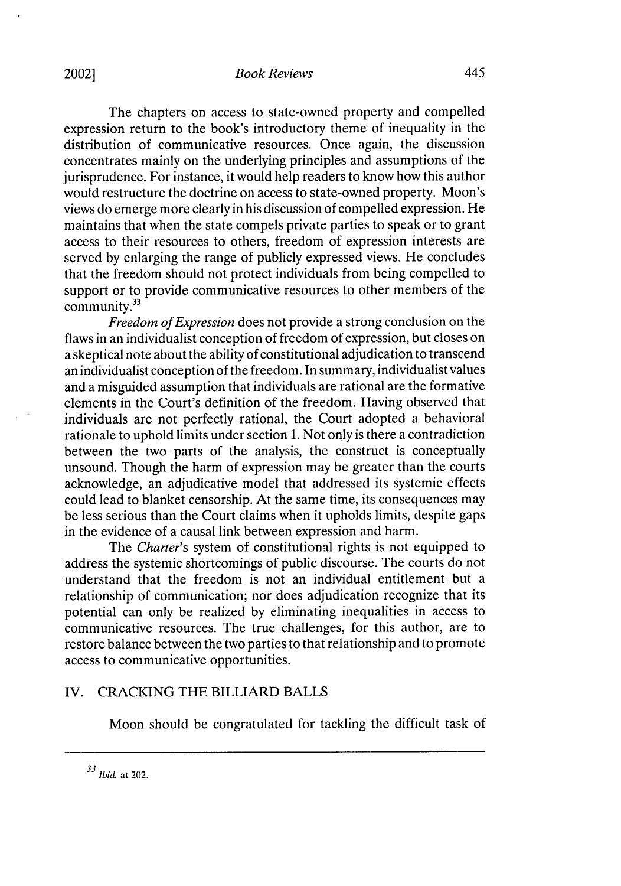The chapters on access to state-owned property and compelled expression return to the book's introductory theme of inequality in the distribution of communicative resources. Once again, the discussion concentrates mainly on the underlying principles and assumptions of the jurisprudence. For instance, it would help readers to know how this author would restructure the doctrine on access to state-owned property. Moon's views do emerge more clearly in his discussion of compelled expression. He maintains that when the state compels private parties to speak or to grant access to their resources to others, freedom of expression interests are served by enlarging the range of publicly expressed views. He concludes that the freedom should not protect individuals from being compelled to support or to provide communicative resources to other members of the community.[33]

*Freedom of Expression* does not provide a strong conclusion on the flaws in an individualist conception of freedom of expression, but closes on a skeptical note about the ability of constitutional adjudication to transcend an individualist conception of the freedom. In summary, individualist values and a misguided assumption that individuals are rational are the formative elements in the Court's definition of the freedom. Having observed that individuals are not perfectly rational, the Court adopted a behavioral rationale to uphold limits under section 1. Not only is there a contradiction between the two parts of the analysis, the construct is conceptually unsound. Though the harm of expression may be greater than the courts acknowledge, an adjudicative model that addressed its systemic effects could lead to blanket censorship. At the same time, its consequences may be less serious than the Court claims when it upholds limits, despite gaps in the evidence of a causal link between expression and harm.

The *Charter*'s system of constitutional rights is not equipped to address the systemic shortcomings of public discourse. The courts do not understand that the freedom is not an individual entitlement but a relationship of communication; nor does adjudication recognize that its potential can only be realized by eliminating inequalities in access to communicative resources. The true challenges, for this author, are to restore balance between the two parties to that relationship and to promote access to communicative opportunities.

## IV. CRACKING THE BILLIARD BALLS

Moon should be congratulated for tackling the difficult task of

---

[33] *Ibid.* at 202.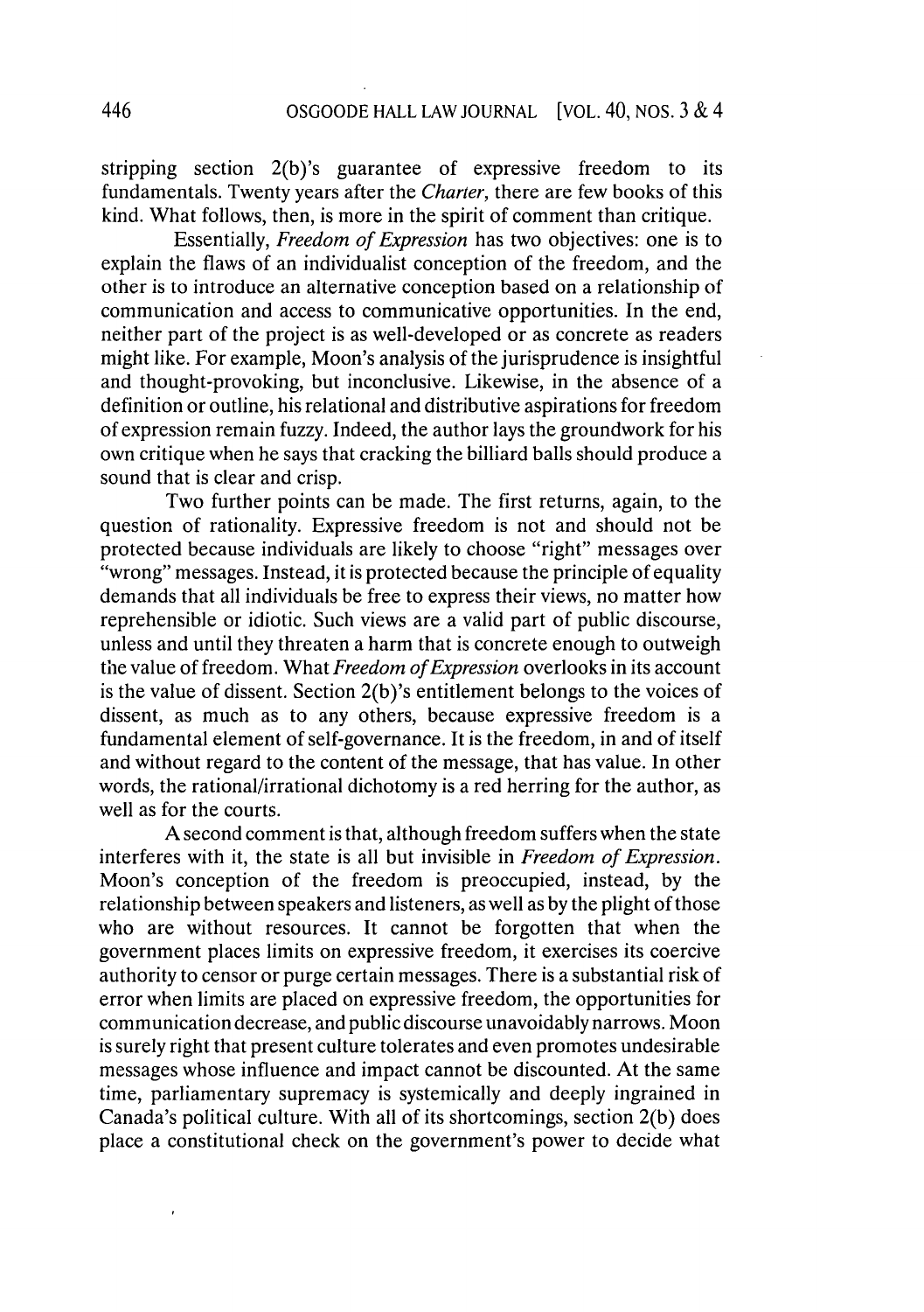stripping section 2(b)'s guarantee of expressive freedom to its fundamentals. Twenty years after the *Charter*, there are few books of this kind. What follows, then, is more in the spirit of comment than critique.

Essentially, *Freedom of Expression* has two objectives: one is to explain the flaws of an individualist conception of the freedom, and the other is to introduce an alternative conception based on a relationship of communication and access to communicative opportunities. In the end, neither part of the project is as well-developed or as concrete as readers might like. For example, Moon's analysis of the jurisprudence is insightful and thought-provoking, but inconclusive. Likewise, in the absence of a definition or outline, his relational and distributive aspirations for freedom of expression remain fuzzy. Indeed, the author lays the groundwork for his own critique when he says that cracking the billiard balls should produce a sound that is clear and crisp.

Two further points can be made. The first returns, again, to the question of rationality. Expressive freedom is not and should not be protected because individuals are likely to choose "right" messages over "wrong" messages. Instead, it is protected because the principle of equality demands that all individuals be free to express their views, no matter how reprehensible or idiotic. Such views are a valid part of public discourse, unless and until they threaten a harm that is concrete enough to outweigh the value of freedom. What *Freedom of Expression* overlooks in its account is the value of dissent. Section 2(b)'s entitlement belongs to the voices of dissent, as much as to any others, because expressive freedom is a fundamental element of self-governance. It is the freedom, in and of itself and without regard to the content of the message, that has value. In other words, the rational/irrational dichotomy is a red herring for the author, as well as for the courts.

A second comment is that, although freedom suffers when the state interferes with it, the state is all but invisible in *Freedom of Expression*. Moon's conception of the freedom is preoccupied, instead, by the relationship between speakers and listeners, as well as by the plight of those who are without resources. It cannot be forgotten that when the government places limits on expressive freedom, it exercises its coercive authority to censor or purge certain messages. There is a substantial risk of error when limits are placed on expressive freedom, the opportunities for communication decrease, and public discourse unavoidably narrows. Moon is surely right that present culture tolerates and even promotes undesirable messages whose influence and impact cannot be discounted. At the same time, parliamentary supremacy is systemically and deeply ingrained in Canada's political culture. With all of its shortcomings, section 2(b) does place a constitutional check on the government's power to decide what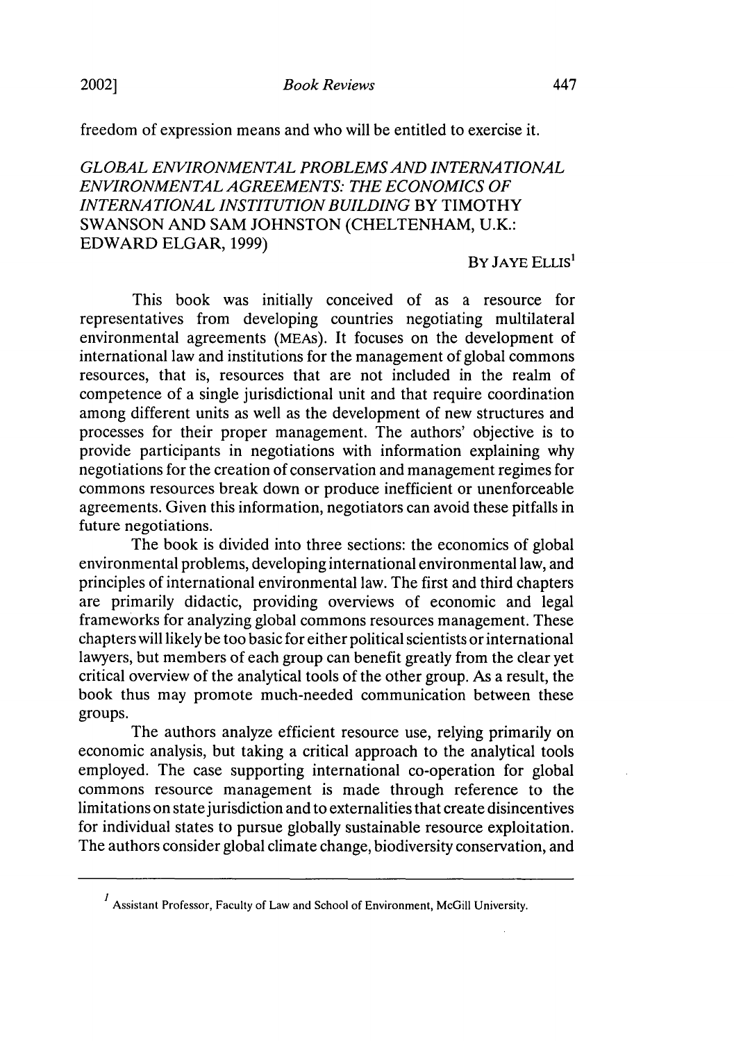freedom of expression means and who will be entitled to exercise it.

## *GLOBAL ENVIRONMENTAL PROBLEMS AND INTERNATIONAL ENVIRONMENTAL AGREEMENTS: THE ECONOMICS OF INTERNATIONAL INSTITUTION BUILDING* BY TIMOTHY SWANSON AND SAM JOHNSTON (CHELTENHAM, U.K.: EDWARD ELGAR, 1999)

BY JAYE ELLIS[1]

This book was initially conceived of as a resource for representatives from developing countries negotiating multilateral environmental agreements (MEAs). It focuses on the development of international law and institutions for the management of global commons resources, that is, resources that are not included in the realm of competence of a single jurisdictional unit and that require coordination among different units as well as the development of new structures and processes for their proper management. The authors' objective is to provide participants in negotiations with information explaining why negotiations for the creation of conservation and management regimes for commons resources break down or produce inefficient or unenforceable agreements. Given this information, negotiators can avoid these pitfalls in future negotiations.

The book is divided into three sections: the economics of global environmental problems, developing international environmental law, and principles of international environmental law. The first and third chapters are primarily didactic, providing overviews of economic and legal frameworks for analyzing global commons resources management. These chapters will likely be too basic for either political scientists or international lawyers, but members of each group can benefit greatly from the clear yet critical overview of the analytical tools of the other group. As a result, the book thus may promote much-needed communication between these groups.

The authors analyze efficient resource use, relying primarily on economic analysis, but taking a critical approach to the analytical tools employed. The case supporting international co-operation for global commons resource management is made through reference to the limitations on state jurisdiction and to externalities that create disincentives for individual states to pursue globally sustainable resource exploitation. The authors consider global climate change, biodiversity conservation, and

---

[1] Assistant Professor, Faculty of Law and School of Environment, McGill University.